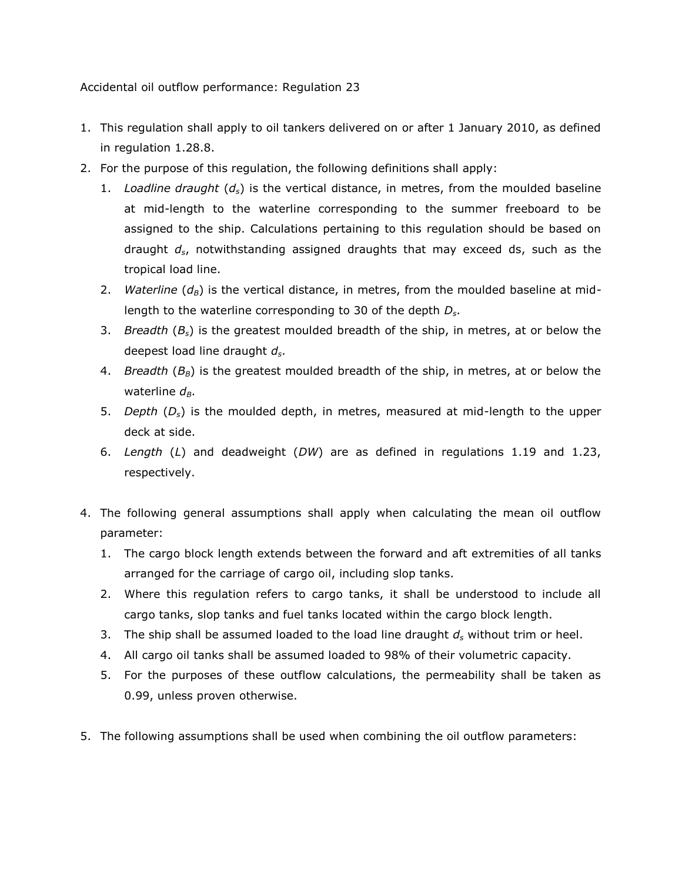Accidental oil outflow performance: Regulation 23

1. This regulation shall apply to oil tankers delivered on or after 1 January 2010, as defined in regulation 1.28.8.
2. For the purpose of this regulation, the following definitions shall apply:
   1. *Loadline draught* ($d_s$) is the vertical distance, in metres, from the moulded baseline at mid-length to the waterline corresponding to the summer freeboard to be assigned to the ship. Calculations pertaining to this regulation should be based on draught $d_s$, notwithstanding assigned draughts that may exceed ds, such as the tropical load line.
   2. *Waterline* ($d_B$) is the vertical distance, in metres, from the moulded baseline at mid-length to the waterline corresponding to 30 of the depth $D_s$.
   3. *Breadth* ($B_s$) is the greatest moulded breadth of the ship, in metres, at or below the deepest load line draught $d_s$.
   4. *Breadth* ($B_B$) is the greatest moulded breadth of the ship, in metres, at or below the waterline $d_B$.
   5. *Depth* ($D_s$) is the moulded depth, in metres, measured at mid-length to the upper deck at side.
   6. *Length* ($L$) and deadweight ($DW$) are as defined in regulations 1.19 and 1.23, respectively.

4. The following general assumptions shall apply when calculating the mean oil outflow parameter:
   1. The cargo block length extends between the forward and aft extremities of all tanks arranged for the carriage of cargo oil, including slop tanks.
   2. Where this regulation refers to cargo tanks, it shall be understood to include all cargo tanks, slop tanks and fuel tanks located within the cargo block length.
   3. The ship shall be assumed loaded to the load line draught $d_s$ without trim or heel.
   4. All cargo oil tanks shall be assumed loaded to 98% of their volumetric capacity.
   5. For the purposes of these outflow calculations, the permeability shall be taken as 0.99, unless proven otherwise.

5. The following assumptions shall be used when combining the oil outflow parameters: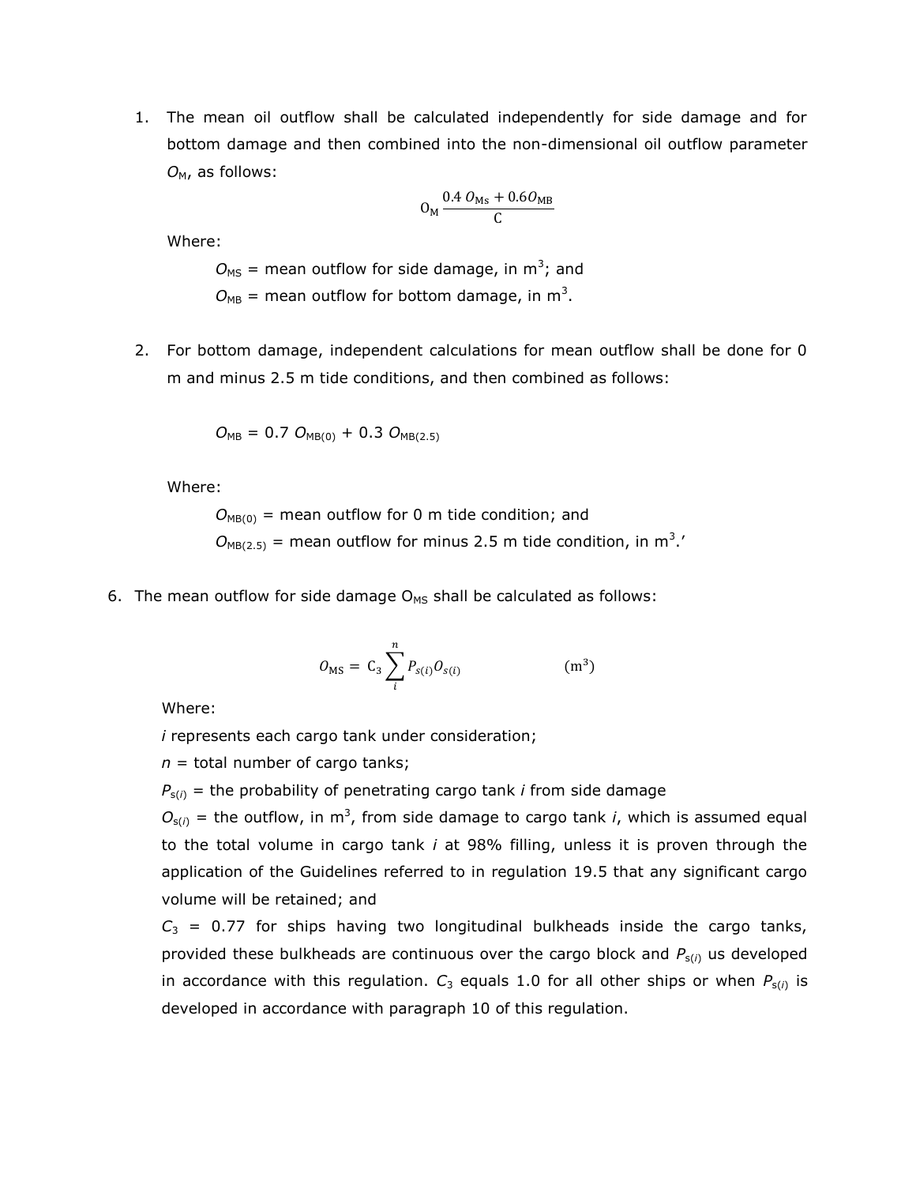1. The mean oil outflow shall be calculated independently for side damage and for bottom damage and then combined into the non-dimensional oil outflow parameter $O_M$, as follows:

$$O_M \frac{0.4\,O_{Ms} + 0.6 O_{MB}}{C}$$

   Where:

   $O_{MS}$ = mean outflow for side damage, in m$^3$; and
   $O_{MB}$ = mean outflow for bottom damage, in m$^3$.

2. For bottom damage, independent calculations for mean outflow shall be done for 0 m and minus 2.5 m tide conditions, and then combined as follows:

$$O_{MB} = 0.7\,O_{MB(0)} + 0.3\,O_{MB(2.5)}$$

   Where:

   $O_{MB(0)}$ = mean outflow for 0 m tide condition; and
   $O_{MB(2.5)}$ = mean outflow for minus 2.5 m tide condition, in m$^3$.'

6. The mean outflow for side damage $O_{MS}$ shall be calculated as follows:

$$O_{MS} = C_3 \sum_{i}^{n} P_{s(i)} O_{s(i)} \qquad (\text{m}^3)$$

Where:

*i* represents each cargo tank under consideration;

*n* = total number of cargo tanks;

$P_{s(i)}$ = the probability of penetrating cargo tank *i* from side damage

$O_{s(i)}$ = the outflow, in m$^3$, from side damage to cargo tank *i*, which is assumed equal to the total volume in cargo tank *i* at 98% filling, unless it is proven through the application of the Guidelines referred to in regulation 19.5 that any significant cargo volume will be retained; and

$C_3$ = 0.77 for ships having two longitudinal bulkheads inside the cargo tanks, provided these bulkheads are continuous over the cargo block and $P_{s(i)}$ us developed in accordance with this regulation. $C_3$ equals 1.0 for all other ships or when $P_{s(i)}$ is developed in accordance with paragraph 10 of this regulation.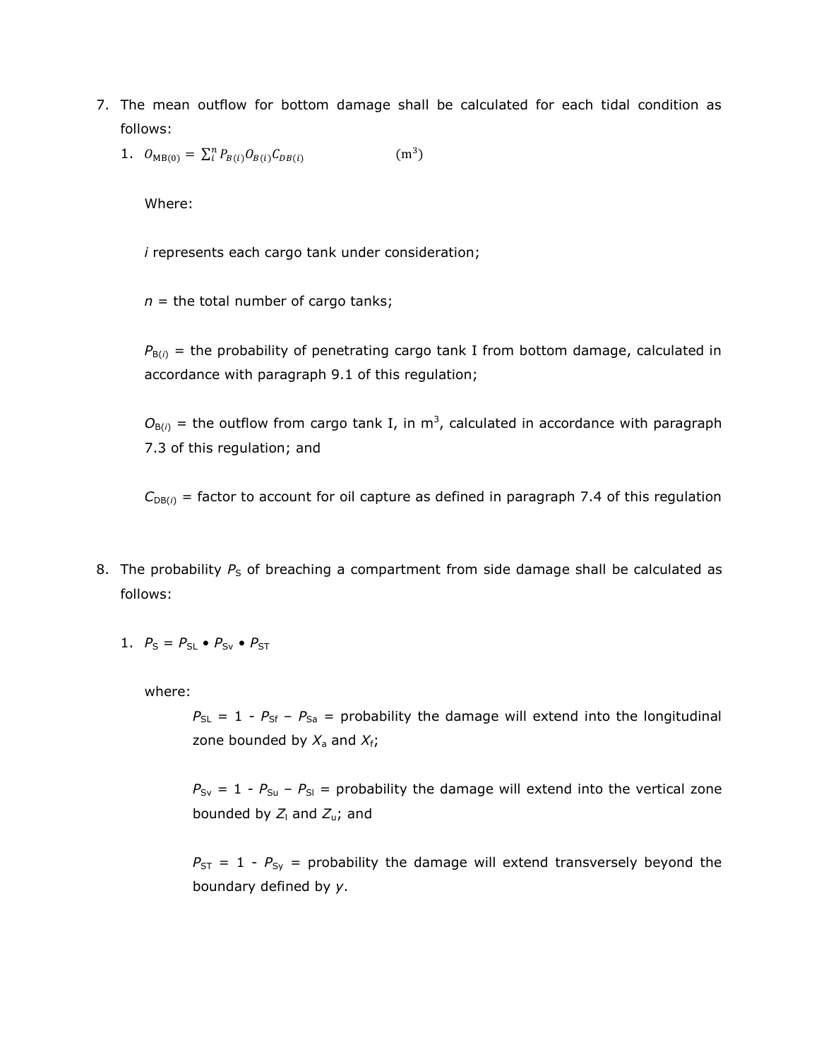7. The mean outflow for bottom damage shall be calculated for each tidal condition as follows:

   1. $O_{\text{MB}(0)} = \sum_i^n P_{B(i)} O_{B(i)} C_{DB(i)}$ (m$^3$)

      Where:

      $i$ represents each cargo tank under consideration;

      $n$ = the total number of cargo tanks;

      $P_{B(i)}$ = the probability of penetrating cargo tank I from bottom damage, calculated in accordance with paragraph 9.1 of this regulation;

      $O_{B(i)}$ = the outflow from cargo tank I, in m$^3$, calculated in accordance with paragraph 7.3 of this regulation; and

      $C_{DB(i)}$ = factor to account for oil capture as defined in paragraph 7.4 of this regulation

8. The probability $P_S$ of breaching a compartment from side damage shall be calculated as follows:

   1. $P_S = P_{SL} \bullet P_{Sv} \bullet P_{ST}$

      where:

      $P_{SL} = 1 - P_{Sf} - P_{Sa}$ = probability the damage will extend into the longitudinal zone bounded by $X_a$ and $X_f$;

      $P_{Sv} = 1 - P_{Su} - P_{Sl}$ = probability the damage will extend into the vertical zone bounded by $Z_l$ and $Z_u$; and

      $P_{ST} = 1 - P_{Sy}$ = probability the damage will extend transversely beyond the boundary defined by $y$.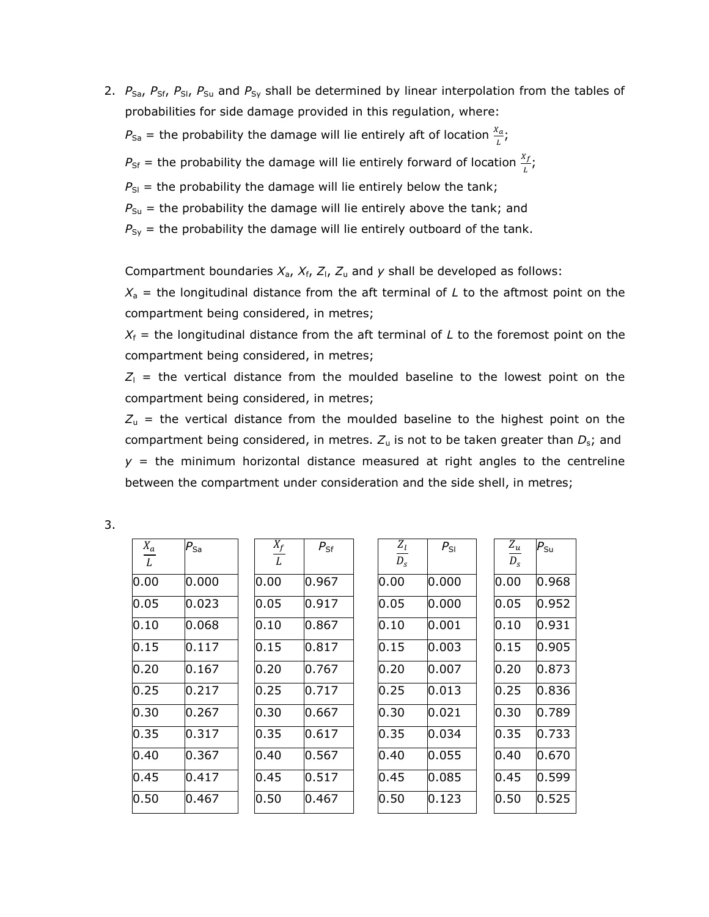2. $P_{Sa}$, $P_{Sf}$, $P_{Sl}$, $P_{Su}$ and $P_{Sy}$ shall be determined by linear interpolation from the tables of probabilities for side damage provided in this regulation, where:

   $P_{Sa}$ = the probability the damage will lie entirely aft of location $\frac{X_a}{L}$;

   $P_{Sf}$ = the probability the damage will lie entirely forward of location $\frac{X_f}{L}$;

   $P_{Sl}$ = the probability the damage will lie entirely below the tank;

   $P_{Su}$ = the probability the damage will lie entirely above the tank; and

   $P_{Sy}$ = the probability the damage will lie entirely outboard of the tank.

   Compartment boundaries $X_a$, $X_f$, $Z_l$, $Z_u$ and $y$ shall be developed as follows:

   $X_a$ = the longitudinal distance from the aft terminal of $L$ to the aftmost point on the compartment being considered, in metres;

   $X_f$ = the longitudinal distance from the aft terminal of $L$ to the foremost point on the compartment being considered, in metres;

   $Z_l$ = the vertical distance from the moulded baseline to the lowest point on the compartment being considered, in metres;

   $Z_u$ = the vertical distance from the moulded baseline to the highest point on the compartment being considered, in metres. $Z_u$ is not to be taken greater than $D_s$; and

   $y$ = the minimum horizontal distance measured at right angles to the centreline between the compartment under consideration and the side shell, in metres;

3.

| $\frac{X_a}{L}$ | $P_{Sa}$ |
|---|---|
| 0.00 | 0.000 |
| 0.05 | 0.023 |
| 0.10 | 0.068 |
| 0.15 | 0.117 |
| 0.20 | 0.167 |
| 0.25 | 0.217 |
| 0.30 | 0.267 |
| 0.35 | 0.317 |
| 0.40 | 0.367 |
| 0.45 | 0.417 |
| 0.50 | 0.467 |

| $\frac{X_f}{L}$ | $P_{Sf}$ |
|---|---|
| 0.00 | 0.967 |
| 0.05 | 0.917 |
| 0.10 | 0.867 |
| 0.15 | 0.817 |
| 0.20 | 0.767 |
| 0.25 | 0.717 |
| 0.30 | 0.667 |
| 0.35 | 0.617 |
| 0.40 | 0.567 |
| 0.45 | 0.517 |
| 0.50 | 0.467 |

| $\frac{Z_l}{D_s}$ | $P_{Sl}$ |
|---|---|
| 0.00 | 0.000 |
| 0.05 | 0.000 |
| 0.10 | 0.001 |
| 0.15 | 0.003 |
| 0.20 | 0.007 |
| 0.25 | 0.013 |
| 0.30 | 0.021 |
| 0.35 | 0.034 |
| 0.40 | 0.055 |
| 0.45 | 0.085 |
| 0.50 | 0.123 |

| $\frac{Z_u}{D_s}$ | $P_{Su}$ |
|---|---|
| 0.00 | 0.968 |
| 0.05 | 0.952 |
| 0.10 | 0.931 |
| 0.15 | 0.905 |
| 0.20 | 0.873 |
| 0.25 | 0.836 |
| 0.30 | 0.789 |
| 0.35 | 0.733 |
| 0.40 | 0.670 |
| 0.45 | 0.599 |
| 0.50 | 0.525 |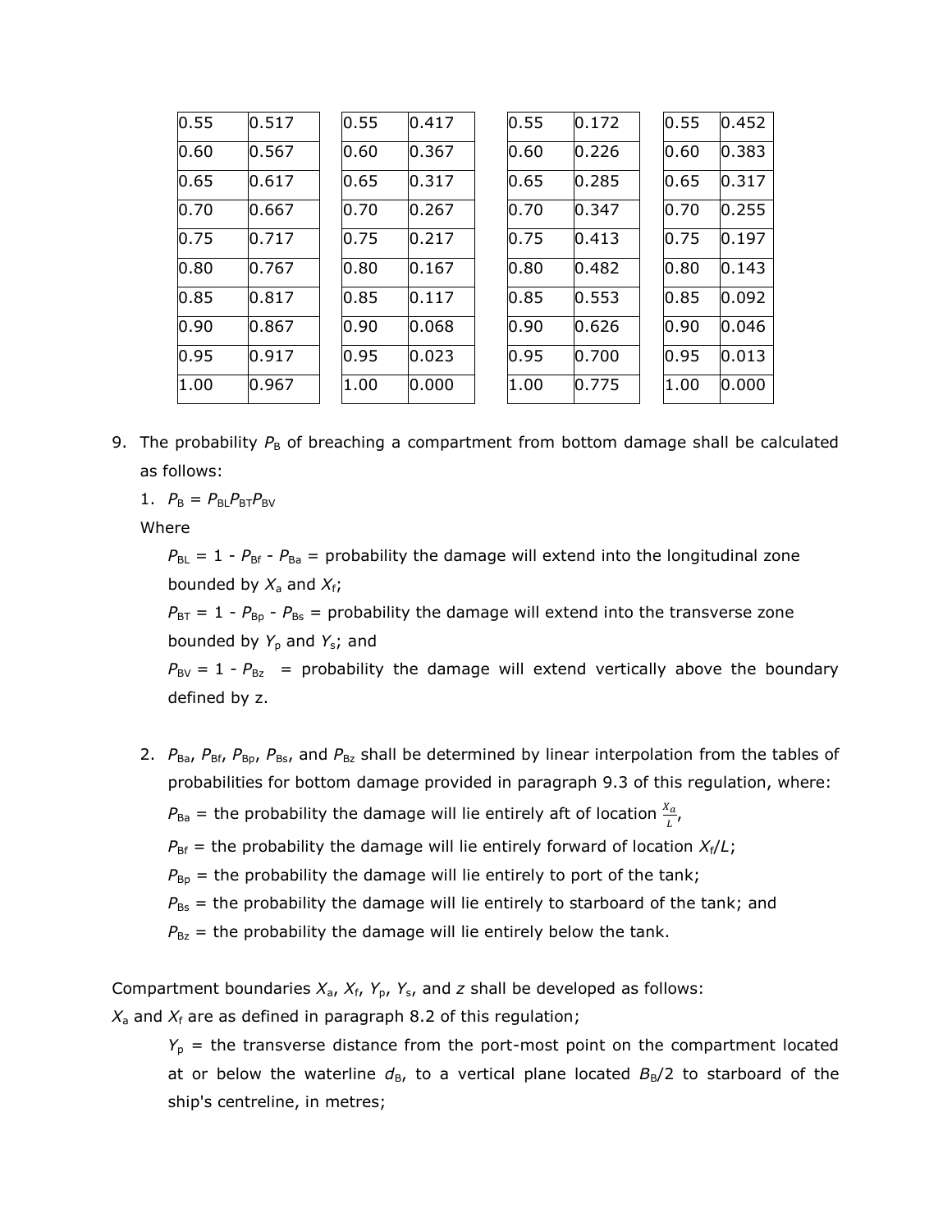| 0.55 | 0.517 |
|---|---|
| 0.60 | 0.567 |
| 0.65 | 0.617 |
| 0.70 | 0.667 |
| 0.75 | 0.717 |
| 0.80 | 0.767 |
| 0.85 | 0.817 |
| 0.90 | 0.867 |
| 0.95 | 0.917 |
| 1.00 | 0.967 |

| 0.55 | 0.417 |
|---|---|
| 0.60 | 0.367 |
| 0.65 | 0.317 |
| 0.70 | 0.267 |
| 0.75 | 0.217 |
| 0.80 | 0.167 |
| 0.85 | 0.117 |
| 0.90 | 0.068 |
| 0.95 | 0.023 |
| 1.00 | 0.000 |

| 0.55 | 0.172 |
|---|---|
| 0.60 | 0.226 |
| 0.65 | 0.285 |
| 0.70 | 0.347 |
| 0.75 | 0.413 |
| 0.80 | 0.482 |
| 0.85 | 0.553 |
| 0.90 | 0.626 |
| 0.95 | 0.700 |
| 1.00 | 0.775 |

| 0.55 | 0.452 |
|---|---|
| 0.60 | 0.383 |
| 0.65 | 0.317 |
| 0.70 | 0.255 |
| 0.75 | 0.197 |
| 0.80 | 0.143 |
| 0.85 | 0.092 |
| 0.90 | 0.046 |
| 0.95 | 0.013 |
| 1.00 | 0.000 |

9. The probability $P_B$ of breaching a compartment from bottom damage shall be calculated as follows:

   1. $P_B = P_{BL}P_{BT}P_{BV}$

      Where

      $P_{BL} = 1 - P_{Bf} - P_{Ba}$ = probability the damage will extend into the longitudinal zone bounded by $X_a$ and $X_f$;

      $P_{BT} = 1 - P_{Bp} - P_{Bs}$ = probability the damage will extend into the transverse zone bounded by $Y_p$ and $Y_s$; and

      $P_{BV} = 1 - P_{Bz}$ = probability the damage will extend vertically above the boundary defined by z.

   2. $P_{Ba}$, $P_{Bf}$, $P_{Bp}$, $P_{Bs}$, and $P_{Bz}$ shall be determined by linear interpolation from the tables of probabilities for bottom damage provided in paragraph 9.3 of this regulation, where:

      $P_{Ba}$ = the probability the damage will lie entirely aft of location $\frac{X_a}{L}$,

      $P_{Bf}$ = the probability the damage will lie entirely forward of location $X_f/L$;

      $P_{Bp}$ = the probability the damage will lie entirely to port of the tank;

      $P_{Bs}$ = the probability the damage will lie entirely to starboard of the tank; and

      $P_{Bz}$ = the probability the damage will lie entirely below the tank.

Compartment boundaries $X_a$, $X_f$, $Y_p$, $Y_s$, and $z$ shall be developed as follows:

$X_a$ and $X_f$ are as defined in paragraph 8.2 of this regulation;

$Y_p$ = the transverse distance from the port-most point on the compartment located at or below the waterline $d_B$, to a vertical plane located $B_B/2$ to starboard of the ship's centreline, in metres;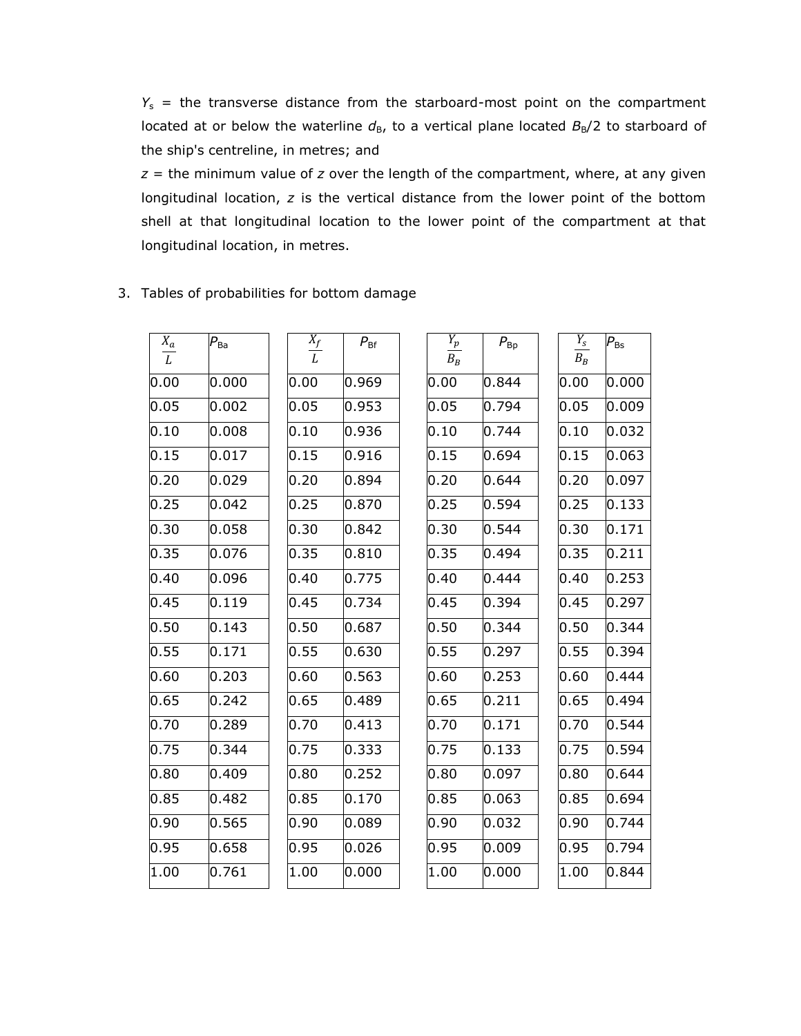$Y_s$ = the transverse distance from the starboard-most point on the compartment located at or below the waterline $d_B$, to a vertical plane located $B_B/2$ to starboard of the ship's centreline, in metres; and

$z$ = the minimum value of $z$ over the length of the compartment, where, at any given longitudinal location, $z$ is the vertical distance from the lower point of the bottom shell at that longitudinal location to the lower point of the compartment at that longitudinal location, in metres.

3. Tables of probabilities for bottom damage

| $\frac{X_a}{L}$ | $P_{Ba}$ |
|---|---|
| 0.00 | 0.000 |
| 0.05 | 0.002 |
| 0.10 | 0.008 |
| 0.15 | 0.017 |
| 0.20 | 0.029 |
| 0.25 | 0.042 |
| 0.30 | 0.058 |
| 0.35 | 0.076 |
| 0.40 | 0.096 |
| 0.45 | 0.119 |
| 0.50 | 0.143 |
| 0.55 | 0.171 |
| 0.60 | 0.203 |
| 0.65 | 0.242 |
| 0.70 | 0.289 |
| 0.75 | 0.344 |
| 0.80 | 0.409 |
| 0.85 | 0.482 |
| 0.90 | 0.565 |
| 0.95 | 0.658 |
| 1.00 | 0.761 |

| $\frac{X_f}{L}$ | $P_{Bf}$ |
|---|---|
| 0.00 | 0.969 |
| 0.05 | 0.953 |
| 0.10 | 0.936 |
| 0.15 | 0.916 |
| 0.20 | 0.894 |
| 0.25 | 0.870 |
| 0.30 | 0.842 |
| 0.35 | 0.810 |
| 0.40 | 0.775 |
| 0.45 | 0.734 |
| 0.50 | 0.687 |
| 0.55 | 0.630 |
| 0.60 | 0.563 |
| 0.65 | 0.489 |
| 0.70 | 0.413 |
| 0.75 | 0.333 |
| 0.80 | 0.252 |
| 0.85 | 0.170 |
| 0.90 | 0.089 |
| 0.95 | 0.026 |
| 1.00 | 0.000 |

| $\frac{Y_p}{B_B}$ | $P_{Bp}$ |
|---|---|
| 0.00 | 0.844 |
| 0.05 | 0.794 |
| 0.10 | 0.744 |
| 0.15 | 0.694 |
| 0.20 | 0.644 |
| 0.25 | 0.594 |
| 0.30 | 0.544 |
| 0.35 | 0.494 |
| 0.40 | 0.444 |
| 0.45 | 0.394 |
| 0.50 | 0.344 |
| 0.55 | 0.297 |
| 0.60 | 0.253 |
| 0.65 | 0.211 |
| 0.70 | 0.171 |
| 0.75 | 0.133 |
| 0.80 | 0.097 |
| 0.85 | 0.063 |
| 0.90 | 0.032 |
| 0.95 | 0.009 |
| 1.00 | 0.000 |

| $\frac{Y_s}{B_B}$ | $P_{Bs}$ |
|---|---|
| 0.00 | 0.000 |
| 0.05 | 0.009 |
| 0.10 | 0.032 |
| 0.15 | 0.063 |
| 0.20 | 0.097 |
| 0.25 | 0.133 |
| 0.30 | 0.171 |
| 0.35 | 0.211 |
| 0.40 | 0.253 |
| 0.45 | 0.297 |
| 0.50 | 0.344 |
| 0.55 | 0.394 |
| 0.60 | 0.444 |
| 0.65 | 0.494 |
| 0.70 | 0.544 |
| 0.75 | 0.594 |
| 0.80 | 0.644 |
| 0.85 | 0.694 |
| 0.90 | 0.744 |
| 0.95 | 0.794 |
| 1.00 | 0.844 |